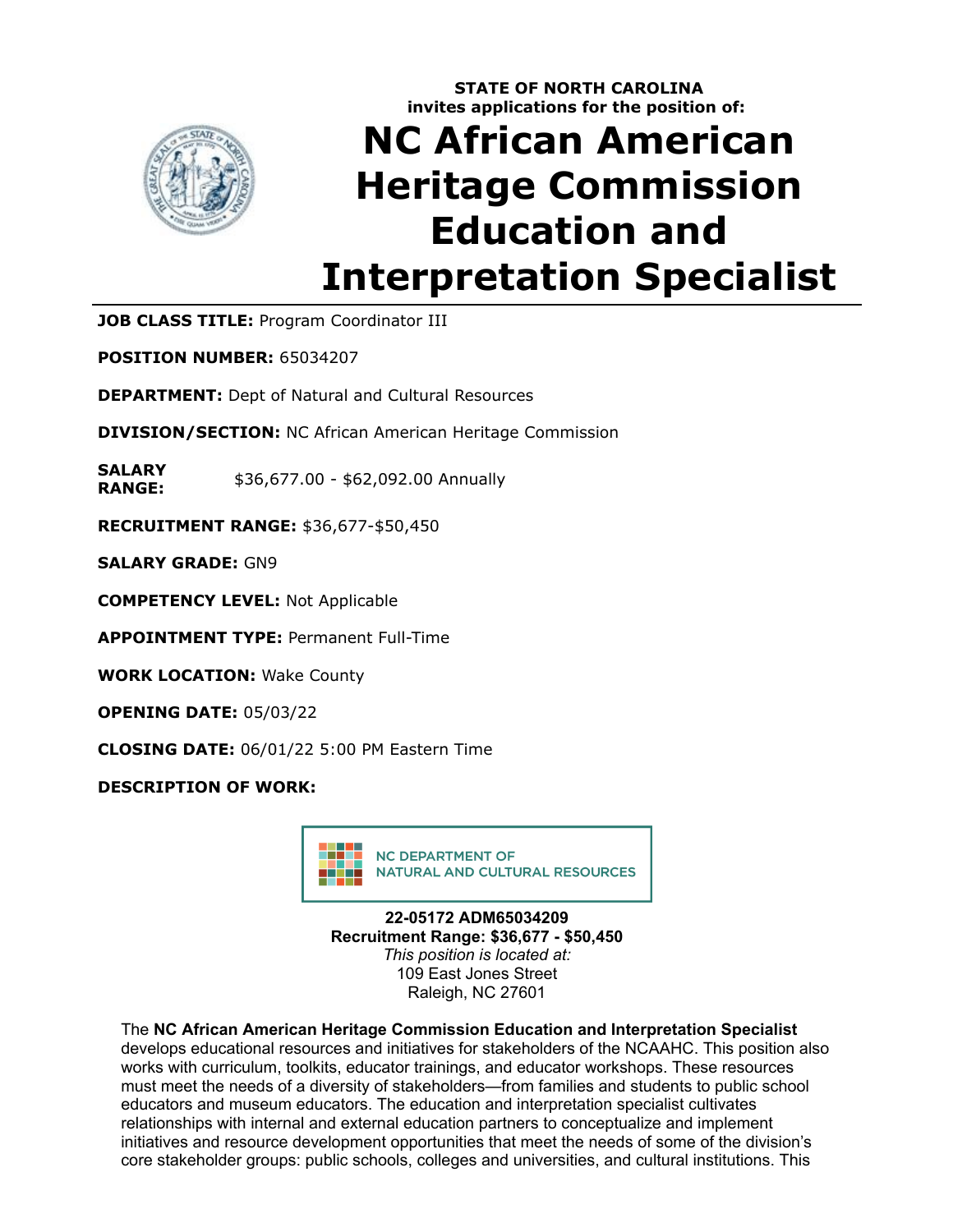**STATE OF NORTH CAROLINA**
**invites applications for the position of:**

# NC African American Heritage Commission Education and Interpretation Specialist

**JOB CLASS TITLE:** Program Coordinator III

**POSITION NUMBER:** 65034207

**DEPARTMENT:** Dept of Natural and Cultural Resources

**DIVISION/SECTION:** NC African American Heritage Commission

**SALARY RANGE:** $36,677.00 - $62,092.00 Annually

**RECRUITMENT RANGE:** $36,677-$50,450

**SALARY GRADE:** GN9

**COMPETENCY LEVEL:** Not Applicable

**APPOINTMENT TYPE:** Permanent Full-Time

**WORK LOCATION:** Wake County

**OPENING DATE:** 05/03/22

**CLOSING DATE:** 06/01/22 5:00 PM Eastern Time

**DESCRIPTION OF WORK:**

NC DEPARTMENT OF NATURAL AND CULTURAL RESOURCES

**22-05172 ADM65034209**
**Recruitment Range: $36,677 - $50,450**
*This position is located at:*
109 East Jones Street
Raleigh, NC 27601

The **NC African American Heritage Commission Education and Interpretation Specialist** develops educational resources and initiatives for stakeholders of the NCAAHC. This position also works with curriculum, toolkits, educator trainings, and educator workshops. These resources must meet the needs of a diversity of stakeholders—from families and students to public school educators and museum educators. The education and interpretation specialist cultivates relationships with internal and external education partners to conceptualize and implement initiatives and resource development opportunities that meet the needs of some of the division's core stakeholder groups: public schools, colleges and universities, and cultural institutions. This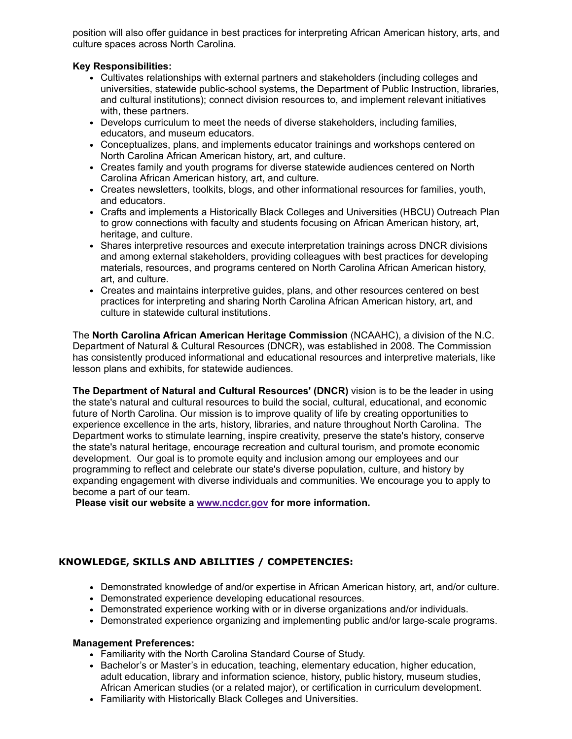position will also offer guidance in best practices for interpreting African American history, arts, and culture spaces across North Carolina.

**Key Responsibilities:**

- Cultivates relationships with external partners and stakeholders (including colleges and universities, statewide public-school systems, the Department of Public Instruction, libraries, and cultural institutions); connect division resources to, and implement relevant initiatives with, these partners.
- Develops curriculum to meet the needs of diverse stakeholders, including families, educators, and museum educators.
- Conceptualizes, plans, and implements educator trainings and workshops centered on North Carolina African American history, art, and culture.
- Creates family and youth programs for diverse statewide audiences centered on North Carolina African American history, art, and culture.
- Creates newsletters, toolkits, blogs, and other informational resources for families, youth, and educators.
- Crafts and implements a Historically Black Colleges and Universities (HBCU) Outreach Plan to grow connections with faculty and students focusing on African American history, art, heritage, and culture.
- Shares interpretive resources and execute interpretation trainings across DNCR divisions and among external stakeholders, providing colleagues with best practices for developing materials, resources, and programs centered on North Carolina African American history, art, and culture.
- Creates and maintains interpretive guides, plans, and other resources centered on best practices for interpreting and sharing North Carolina African American history, art, and culture in statewide cultural institutions.

The **North Carolina African American Heritage Commission** (NCAAHC), a division of the N.C. Department of Natural & Cultural Resources (DNCR), was established in 2008. The Commission has consistently produced informational and educational resources and interpretive materials, like lesson plans and exhibits, for statewide audiences.

**The Department of Natural and Cultural Resources' (DNCR)** vision is to be the leader in using the state's natural and cultural resources to build the social, cultural, educational, and economic future of North Carolina. Our mission is to improve quality of life by creating opportunities to experience excellence in the arts, history, libraries, and nature throughout North Carolina. The Department works to stimulate learning, inspire creativity, preserve the state's history, conserve the state's natural heritage, encourage recreation and cultural tourism, and promote economic development. Our goal is to promote equity and inclusion among our employees and our programming to reflect and celebrate our state's diverse population, culture, and history by expanding engagement with diverse individuals and communities. We encourage you to apply to become a part of our team.

**Please visit our website a [www.ncdcr.gov](http://www.ncdcr.gov) for more information.**

## KNOWLEDGE, SKILLS AND ABILITIES / COMPETENCIES:

- Demonstrated knowledge of and/or expertise in African American history, art, and/or culture.
- Demonstrated experience developing educational resources.
- Demonstrated experience working with or in diverse organizations and/or individuals.
- Demonstrated experience organizing and implementing public and/or large-scale programs.

**Management Preferences:**

- Familiarity with the North Carolina Standard Course of Study.
- Bachelor's or Master's in education, teaching, elementary education, higher education, adult education, library and information science, history, public history, museum studies, African American studies (or a related major), or certification in curriculum development.
- Familiarity with Historically Black Colleges and Universities.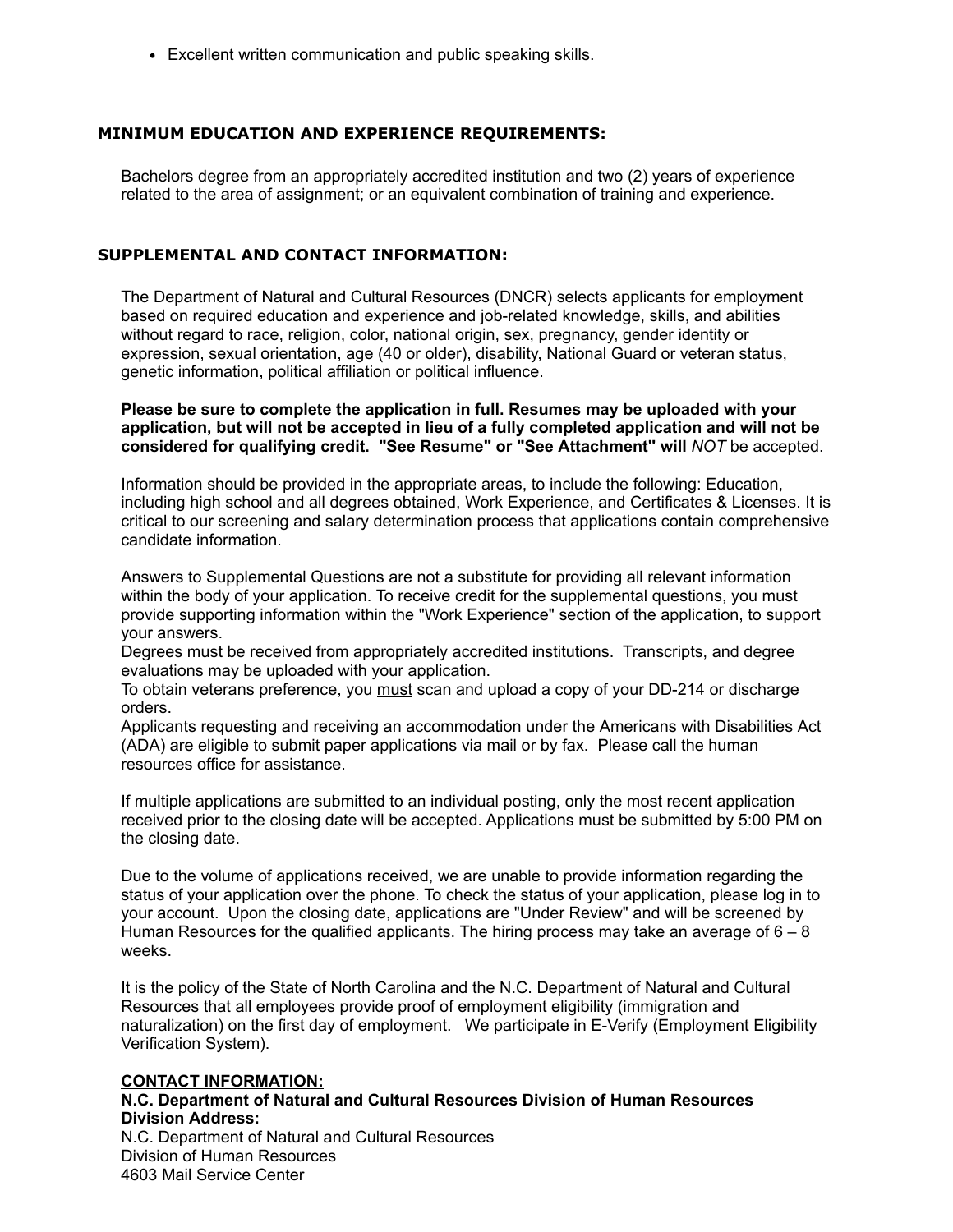- Excellent written communication and public speaking skills.

### MINIMUM EDUCATION AND EXPERIENCE REQUIREMENTS:

Bachelors degree from an appropriately accredited institution and two (2) years of experience related to the area of assignment; or an equivalent combination of training and experience.

### SUPPLEMENTAL AND CONTACT INFORMATION:

The Department of Natural and Cultural Resources (DNCR) selects applicants for employment based on required education and experience and job-related knowledge, skills, and abilities without regard to race, religion, color, national origin, sex, pregnancy, gender identity or expression, sexual orientation, age (40 or older), disability, National Guard or veteran status, genetic information, political affiliation or political influence.

**Please be sure to complete the application in full. Resumes may be uploaded with your application, but will not be accepted in lieu of a fully completed application and will not be considered for qualifying credit. "See Resume" or "See Attachment" will** *NOT* be accepted.

Information should be provided in the appropriate areas, to include the following: Education, including high school and all degrees obtained, Work Experience, and Certificates & Licenses. It is critical to our screening and salary determination process that applications contain comprehensive candidate information.

Answers to Supplemental Questions are not a substitute for providing all relevant information within the body of your application. To receive credit for the supplemental questions, you must provide supporting information within the "Work Experience" section of the application, to support your answers.
Degrees must be received from appropriately accredited institutions. Transcripts, and degree evaluations may be uploaded with your application.
To obtain veterans preference, you must scan and upload a copy of your DD-214 or discharge orders.
Applicants requesting and receiving an accommodation under the Americans with Disabilities Act (ADA) are eligible to submit paper applications via mail or by fax. Please call the human resources office for assistance.

If multiple applications are submitted to an individual posting, only the most recent application received prior to the closing date will be accepted. Applications must be submitted by 5:00 PM on the closing date.

Due to the volume of applications received, we are unable to provide information regarding the status of your application over the phone. To check the status of your application, please log in to your account. Upon the closing date, applications are "Under Review" and will be screened by Human Resources for the qualified applicants. The hiring process may take an average of 6 – 8 weeks.

It is the policy of the State of North Carolina and the N.C. Department of Natural and Cultural Resources that all employees provide proof of employment eligibility (immigration and naturalization) on the first day of employment. We participate in E-Verify (Employment Eligibility Verification System).

**CONTACT INFORMATION:**
**N.C. Department of Natural and Cultural Resources Division of Human Resources**
**Division Address:**
N.C. Department of Natural and Cultural Resources
Division of Human Resources
4603 Mail Service Center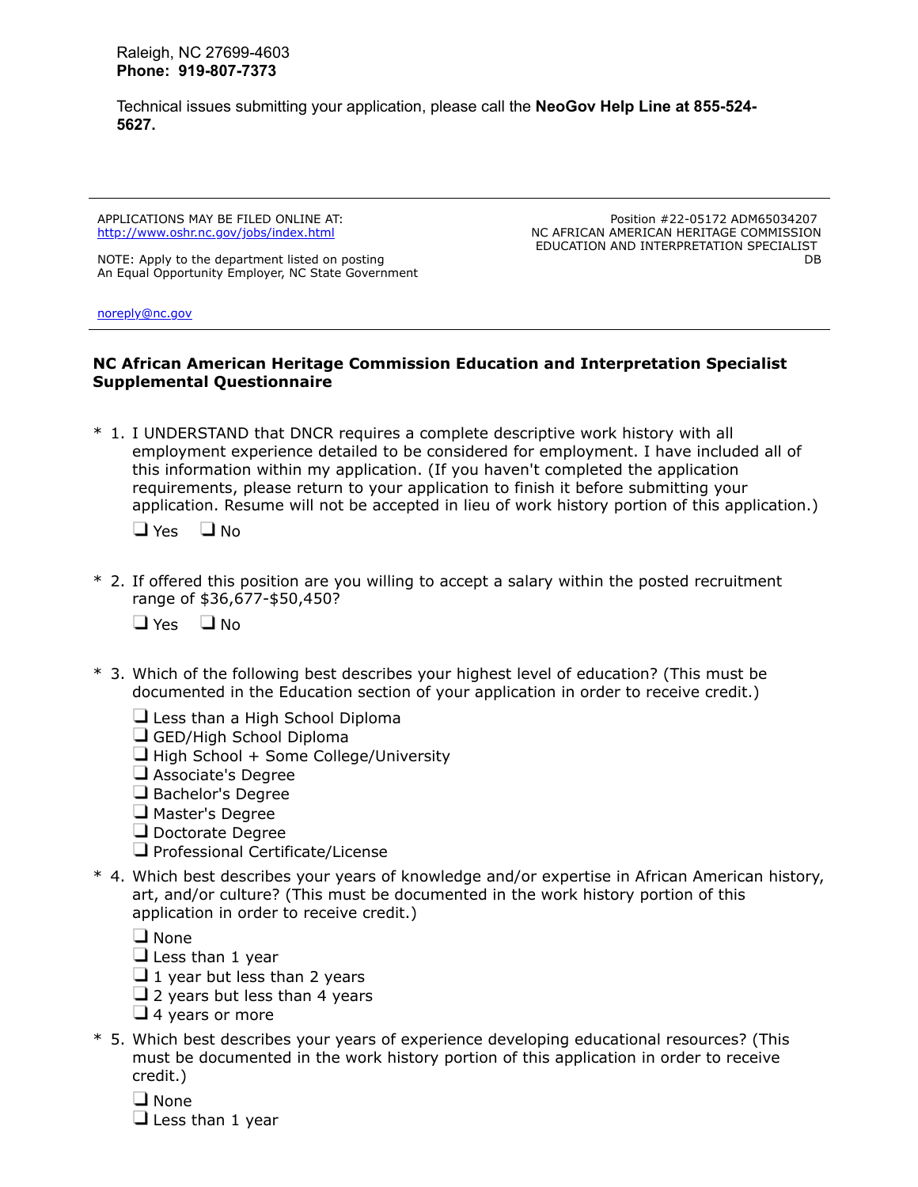Raleigh, NC 27699-4603
**Phone: 919-807-7373**

Technical issues submitting your application, please call the **NeoGov Help Line at 855-524-5627.**

---

APPLICATIONS MAY BE FILED ONLINE AT:
http://www.oshr.nc.gov/jobs/index.html

NOTE: Apply to the department listed on posting
An Equal Opportunity Employer, NC State Government

noreply@nc.gov

Position #22-05172 ADM65034207
NC AFRICAN AMERICAN HERITAGE COMMISSION
EDUCATION AND INTERPRETATION SPECIALIST
DB

---

**NC African American Heritage Commission Education and Interpretation Specialist Supplemental Questionnaire**

\* 1. I UNDERSTAND that DNCR requires a complete descriptive work history with all employment experience detailed to be considered for employment. I have included all of this information within my application. (If you haven't completed the application requirements, please return to your application to finish it before submitting your application. Resume will not be accepted in lieu of work history portion of this application.)

- ❑ Yes
- ❑ No

\* 2. If offered this position are you willing to accept a salary within the posted recruitment range of $36,677-$50,450?

- ❑ Yes
- ❑ No

\* 3. Which of the following best describes your highest level of education? (This must be documented in the Education section of your application in order to receive credit.)

- ❑ Less than a High School Diploma
- ❑ GED/High School Diploma
- ❑ High School + Some College/University
- ❑ Associate's Degree
- ❑ Bachelor's Degree
- ❑ Master's Degree
- ❑ Doctorate Degree
- ❑ Professional Certificate/License

\* 4. Which best describes your years of knowledge and/or expertise in African American history, art, and/or culture? (This must be documented in the work history portion of this application in order to receive credit.)

- ❑ None
- ❑ Less than 1 year
- ❑ 1 year but less than 2 years
- ❑ 2 years but less than 4 years
- ❑ 4 years or more

\* 5. Which best describes your years of experience developing educational resources? (This must be documented in the work history portion of this application in order to receive credit.)

- ❑ None
- ❑ Less than 1 year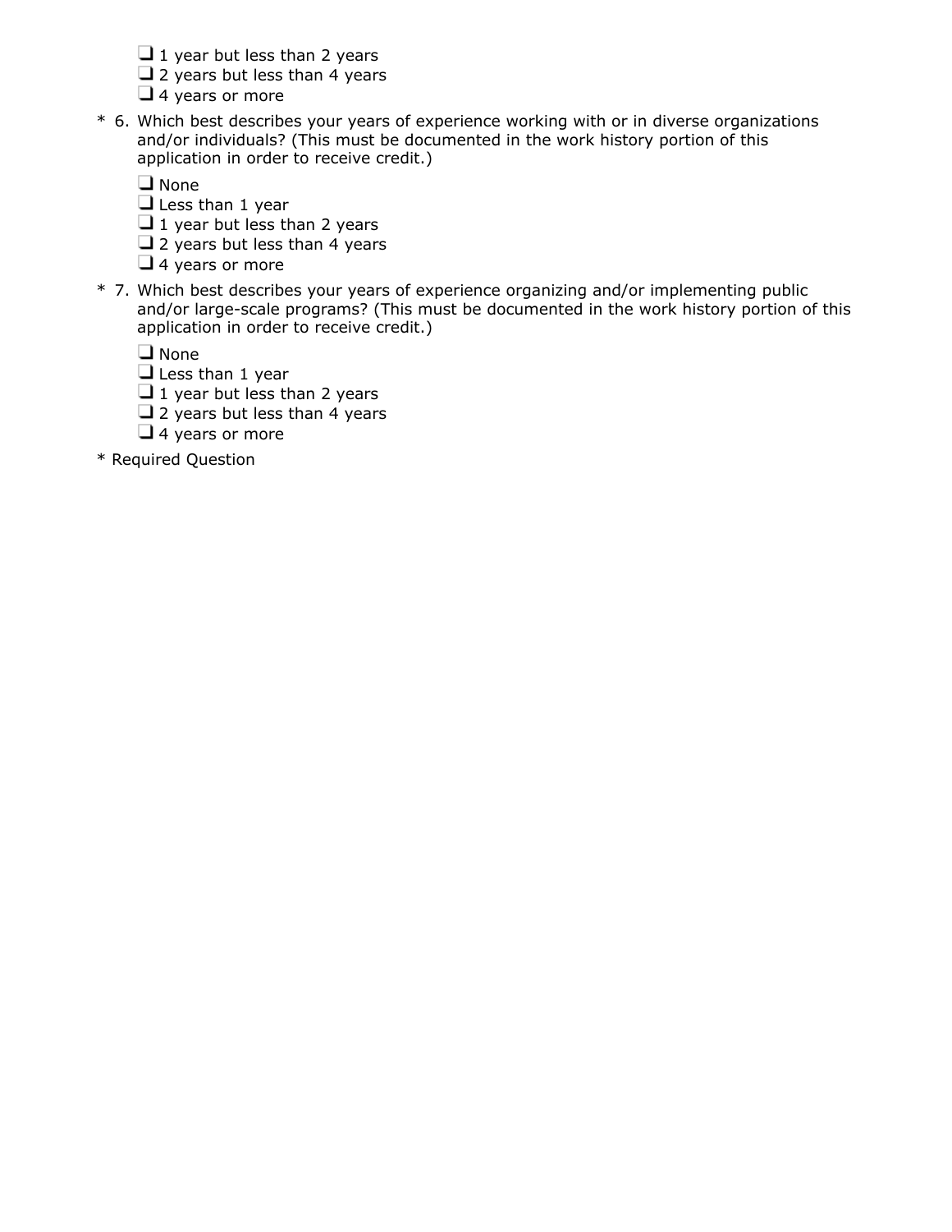- ❑ 1 year but less than 2 years
- ❑ 2 years but less than 4 years
- ❑ 4 years or more

\* 6. Which best describes your years of experience working with or in diverse organizations and/or individuals? (This must be documented in the work history portion of this application in order to receive credit.)

- ❑ None
- ❑ Less than 1 year
- ❑ 1 year but less than 2 years
- ❑ 2 years but less than 4 years
- ❑ 4 years or more

\* 7. Which best describes your years of experience organizing and/or implementing public and/or large-scale programs? (This must be documented in the work history portion of this application in order to receive credit.)

- ❑ None
- ❑ Less than 1 year
- ❑ 1 year but less than 2 years
- ❑ 2 years but less than 4 years
- ❑ 4 years or more

\* Required Question